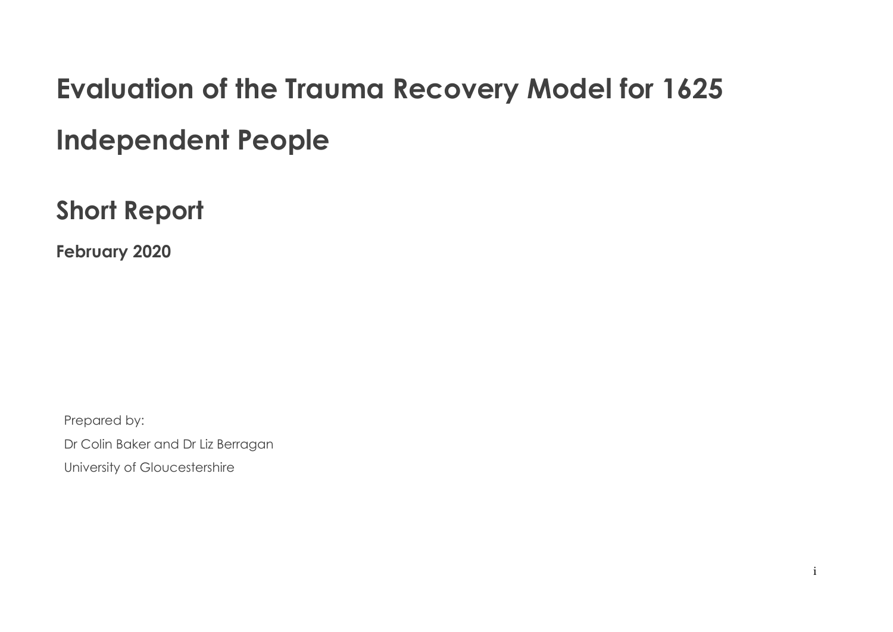# Evaluation of the Trauma Recovery Model for 1625 Independent People

## Short Report

**February 2020**

Prepared by:

Dr Colin Baker and Dr Liz Berragan

University of Gloucestershire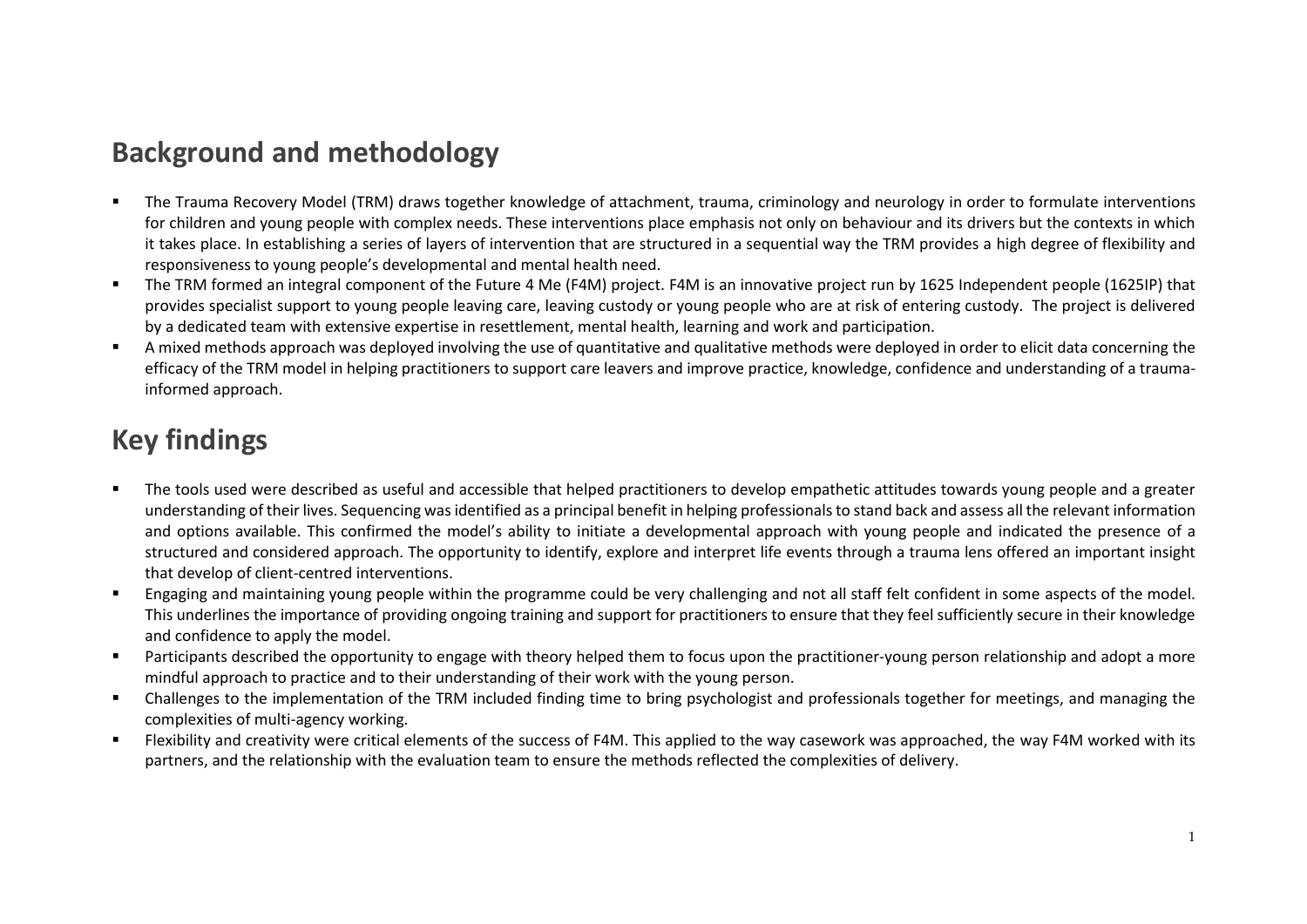## Background and methodology

- The Trauma Recovery Model (TRM) draws together knowledge of attachment, trauma, criminology and neurology in order to formulate interventions for children and young people with complex needs. These interventions place emphasis not only on behaviour and its drivers but the contexts in which it takes place. In establishing a series of layers of intervention that are structured in a sequential way the TRM provides a high degree of flexibility and responsiveness to young people's developmental and mental health need.
- The TRM formed an integral component of the Future 4 Me (F4M) project. F4M is an innovative project run by 1625 Independent people (1625IP) that provides specialist support to young people leaving care, leaving custody or young people who are at risk of entering custody. The project is delivered by a dedicated team with extensive expertise in resettlement, mental health, learning and work and participation.
- A mixed methods approach was deployed involving the use of quantitative and qualitative methods were deployed in order to elicit data concerning the efficacy of the TRM model in helping practitioners to support care leavers and improve practice, knowledge, confidence and understanding of a trauma-informed approach.

## Key findings

- The tools used were described as useful and accessible that helped practitioners to develop empathetic attitudes towards young people and a greater understanding of their lives. Sequencing was identified as a principal benefit in helping professionals to stand back and assess all the relevant information and options available. This confirmed the model's ability to initiate a developmental approach with young people and indicated the presence of a structured and considered approach. The opportunity to identify, explore and interpret life events through a trauma lens offered an important insight that develop of client-centred interventions.
- Engaging and maintaining young people within the programme could be very challenging and not all staff felt confident in some aspects of the model. This underlines the importance of providing ongoing training and support for practitioners to ensure that they feel sufficiently secure in their knowledge and confidence to apply the model.
- Participants described the opportunity to engage with theory helped them to focus upon the practitioner-young person relationship and adopt a more mindful approach to practice and to their understanding of their work with the young person.
- Challenges to the implementation of the TRM included finding time to bring psychologist and professionals together for meetings, and managing the complexities of multi-agency working.
- Flexibility and creativity were critical elements of the success of F4M. This applied to the way casework was approached, the way F4M worked with its partners, and the relationship with the evaluation team to ensure the methods reflected the complexities of delivery.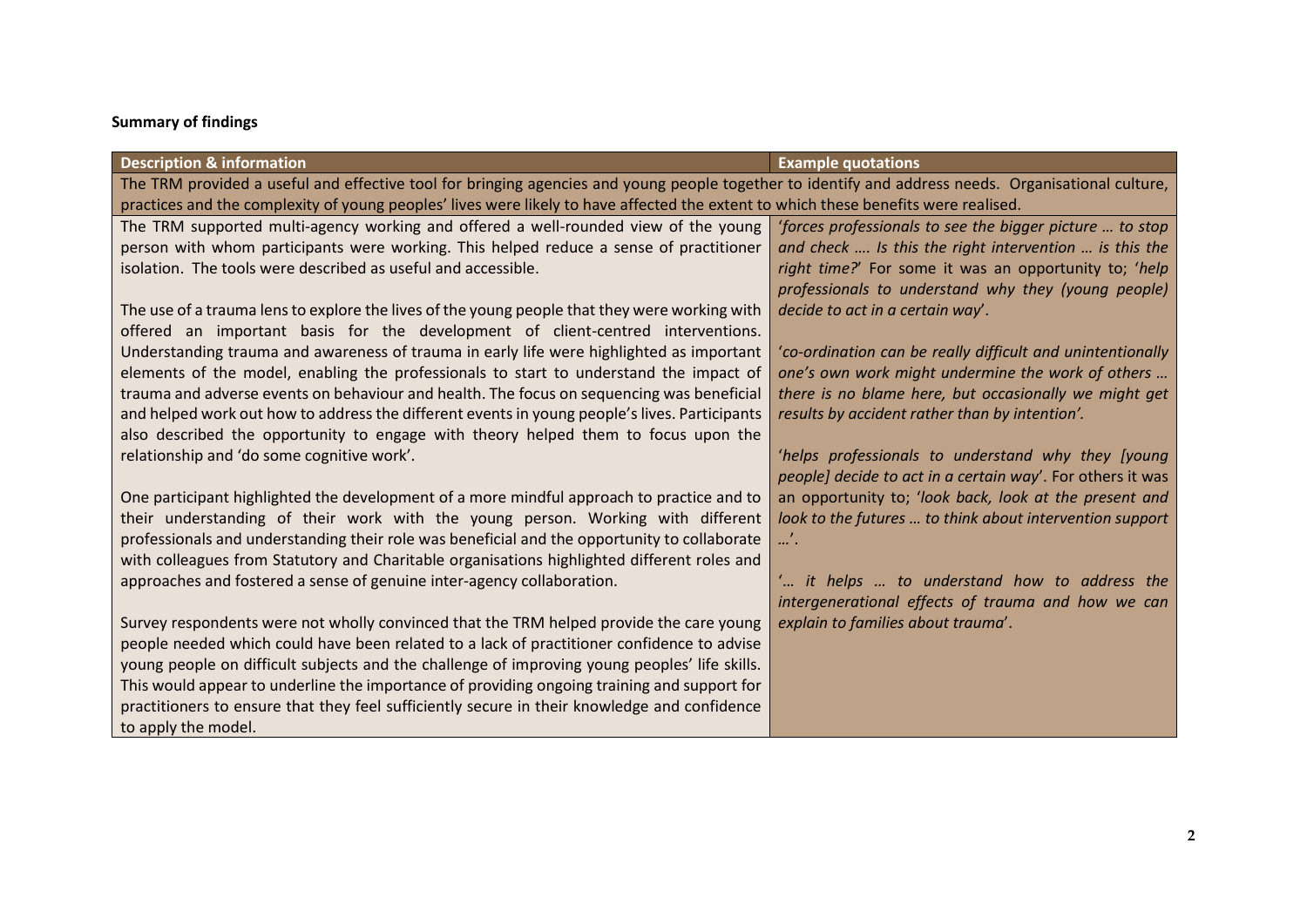**Summary of findings**

| Description & information | Example quotations |
|---|---|
| The TRM provided a useful and effective tool for bringing agencies and young people together to identify and address needs. Organisational culture, practices and the complexity of young peoples' lives were likely to have affected the extent to which these benefits were realised. | |
| The TRM supported multi-agency working and offered a well-rounded view of the young person with whom participants were working. This helped reduce a sense of practitioner isolation. The tools were described as useful and accessible.<br><br>The use of a trauma lens to explore the lives of the young people that they were working with offered an important basis for the development of client-centred interventions. Understanding trauma and awareness of trauma in early life were highlighted as important elements of the model, enabling the professionals to start to understand the impact of trauma and adverse events on behaviour and health. The focus on sequencing was beneficial and helped work out how to address the different events in young people's lives. Participants also described the opportunity to engage with theory helped them to focus upon the relationship and 'do some cognitive work'.<br><br>One participant highlighted the development of a more mindful approach to practice and to their understanding of their work with the young person. Working with different professionals and understanding their role was beneficial and the opportunity to collaborate with colleagues from Statutory and Charitable organisations highlighted different roles and approaches and fostered a sense of genuine inter-agency collaboration.<br><br>Survey respondents were not wholly convinced that the TRM helped provide the care young people needed which could have been related to a lack of practitioner confidence to advise young people on difficult subjects and the challenge of improving young peoples' life skills. This would appear to underline the importance of providing ongoing training and support for practitioners to ensure that they feel sufficiently secure in their knowledge and confidence to apply the model. | '*forces professionals to see the bigger picture … to stop and check …. Is this the right intervention … is this the right time?*' For some it was an opportunity to; '*help professionals to understand why they (young people) decide to act in a certain way*'.<br><br>'*co-ordination can be really difficult and unintentionally one's own work might undermine the work of others … there is no blame here, but occasionally we might get results by accident rather than by intention'.*<br><br>'*helps professionals to understand why they [young people] decide to act in a certain way*'. For others it was an opportunity to; '*look back, look at the present and look to the futures … to think about intervention support …*'.<br><br>'*… it helps … to understand how to address the intergenerational effects of trauma and how we can explain to families about trauma*'. |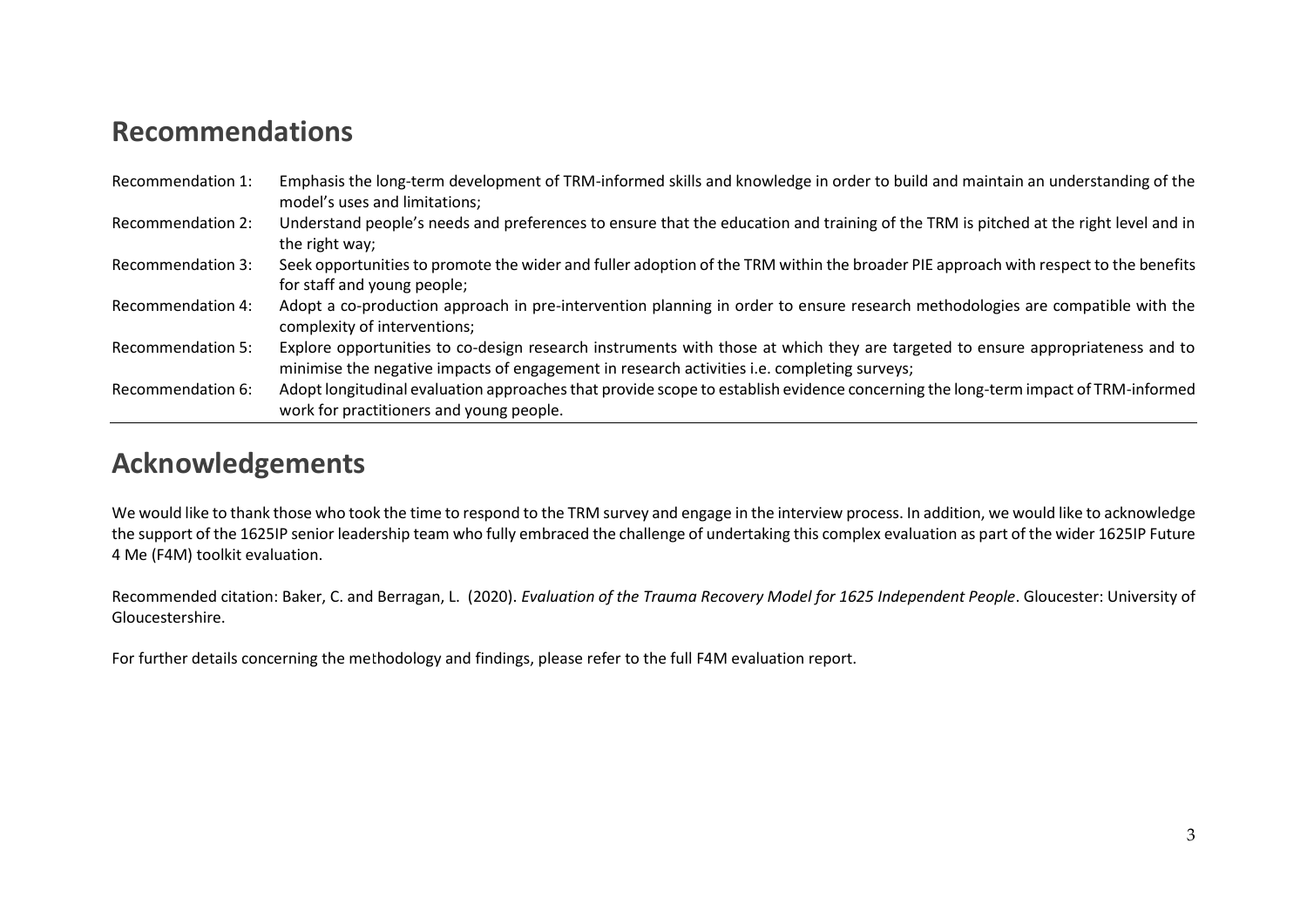## Recommendations

| | |
|---|---|
| Recommendation 1: | Emphasis the long-term development of TRM-informed skills and knowledge in order to build and maintain an understanding of the model's uses and limitations; |
| Recommendation 2: | Understand people's needs and preferences to ensure that the education and training of the TRM is pitched at the right level and in the right way; |
| Recommendation 3: | Seek opportunities to promote the wider and fuller adoption of the TRM within the broader PIE approach with respect to the benefits for staff and young people; |
| Recommendation 4: | Adopt a co-production approach in pre-intervention planning in order to ensure research methodologies are compatible with the complexity of interventions; |
| Recommendation 5: | Explore opportunities to co-design research instruments with those at which they are targeted to ensure appropriateness and to minimise the negative impacts of engagement in research activities i.e. completing surveys; |
| Recommendation 6: | Adopt longitudinal evaluation approaches that provide scope to establish evidence concerning the long-term impact of TRM-informed work for practitioners and young people. |

## Acknowledgements

We would like to thank those who took the time to respond to the TRM survey and engage in the interview process. In addition, we would like to acknowledge the support of the 1625IP senior leadership team who fully embraced the challenge of undertaking this complex evaluation as part of the wider 1625IP Future 4 Me (F4M) toolkit evaluation.

Recommended citation: Baker, C. and Berragan, L. (2020). *Evaluation of the Trauma Recovery Model for 1625 Independent People*. Gloucester: University of Gloucestershire.

For further details concerning the methodology and findings, please refer to the full F4M evaluation report.